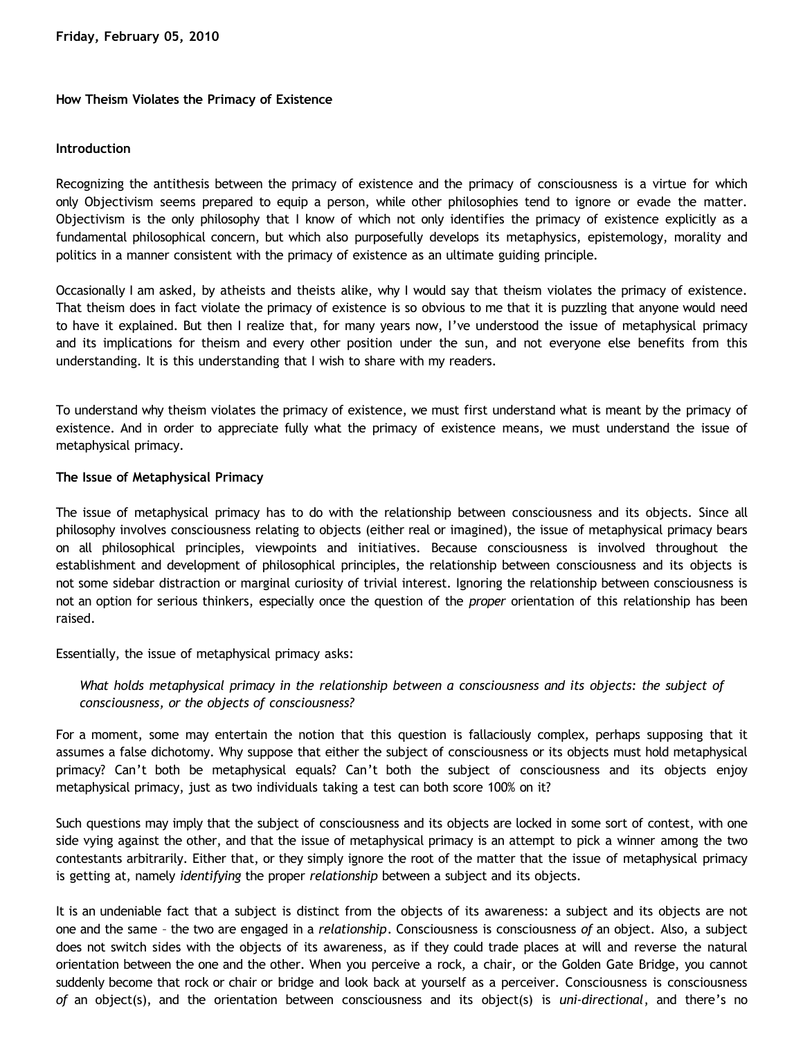**Friday, February 05, 2010**

## How Theism Violates the Primacy of Existence

### Introduction

Recognizing the antithesis between the primacy of existence and the primacy of consciousness is a virtue for which only Objectivism seems prepared to equip a person, while other philosophies tend to ignore or evade the matter. Objectivism is the only philosophy that I know of which not only identifies the primacy of existence explicitly as a fundamental philosophical concern, but which also purposefully develops its metaphysics, epistemology, morality and politics in a manner consistent with the primacy of existence as an ultimate guiding principle.

Occasionally I am asked, by atheists and theists alike, why I would say that theism violates the primacy of existence. That theism does in fact violate the primacy of existence is so obvious to me that it is puzzling that anyone would need to have it explained. But then I realize that, for many years now, I've understood the issue of metaphysical primacy and its implications for theism and every other position under the sun, and not everyone else benefits from this understanding. It is this understanding that I wish to share with my readers.

To understand why theism violates the primacy of existence, we must first understand what is meant by the primacy of existence. And in order to appreciate fully what the primacy of existence means, we must understand the issue of metaphysical primacy.

### The Issue of Metaphysical Primacy

The issue of metaphysical primacy has to do with the relationship between consciousness and its objects. Since all philosophy involves consciousness relating to objects (either real or imagined), the issue of metaphysical primacy bears on all philosophical principles, viewpoints and initiatives. Because consciousness is involved throughout the establishment and development of philosophical principles, the relationship between consciousness and its objects is not some sidebar distraction or marginal curiosity of trivial interest. Ignoring the relationship between consciousness is not an option for serious thinkers, especially once the question of the *proper* orientation of this relationship has been raised.

Essentially, the issue of metaphysical primacy asks:

> *What holds metaphysical primacy in the relationship between a consciousness and its objects: the subject of consciousness, or the objects of consciousness?*

For a moment, some may entertain the notion that this question is fallaciously complex, perhaps supposing that it assumes a false dichotomy. Why suppose that either the subject of consciousness or its objects must hold metaphysical primacy? Can't both be metaphysical equals? Can't both the subject of consciousness and its objects enjoy metaphysical primacy, just as two individuals taking a test can both score 100% on it?

Such questions may imply that the subject of consciousness and its objects are locked in some sort of contest, with one side vying against the other, and that the issue of metaphysical primacy is an attempt to pick a winner among the two contestants arbitrarily. Either that, or they simply ignore the root of the matter that the issue of metaphysical primacy is getting at, namely *identifying* the proper *relationship* between a subject and its objects.

It is an undeniable fact that a subject is distinct from the objects of its awareness: a subject and its objects are not one and the same – the two are engaged in a *relationship*. Consciousness is consciousness *of* an object. Also, a subject does not switch sides with the objects of its awareness, as if they could trade places at will and reverse the natural orientation between the one and the other. When you perceive a rock, a chair, or the Golden Gate Bridge, you cannot suddenly become that rock or chair or bridge and look back at yourself as a perceiver. Consciousness is consciousness *of* an object(s), and the orientation between consciousness and its object(s) is *uni-directional*, and there's no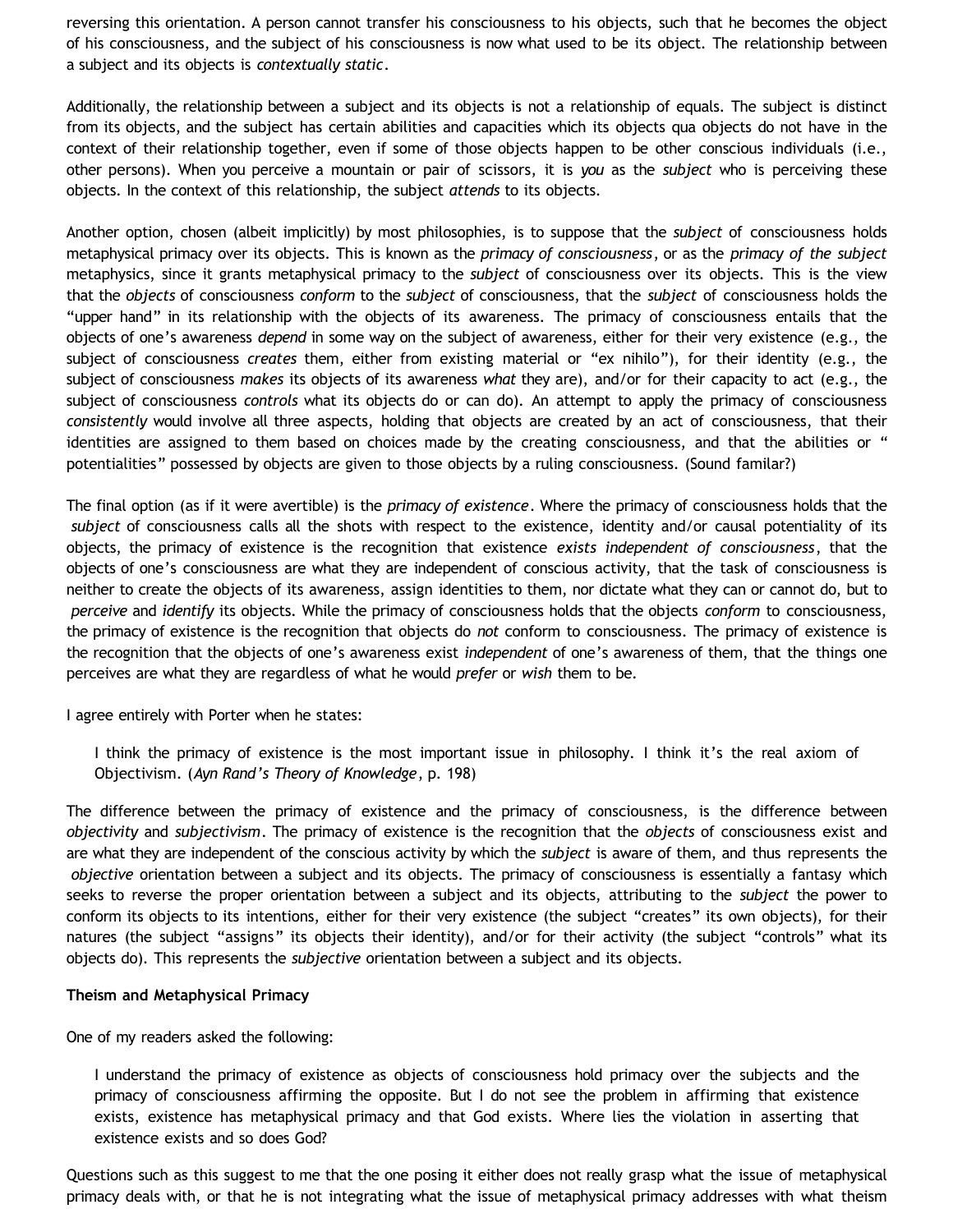reversing this orientation. A person cannot transfer his consciousness to his objects, such that he becomes the object of his consciousness, and the subject of his consciousness is now what used to be its object. The relationship between a subject and its objects is *contextually static*.

Additionally, the relationship between a subject and its objects is not a relationship of equals. The subject is distinct from its objects, and the subject has certain abilities and capacities which its objects qua objects do not have in the context of their relationship together, even if some of those objects happen to be other conscious individuals (i.e., other persons). When you perceive a mountain or pair of scissors, it is *you* as the *subject* who is perceiving these objects. In the context of this relationship, the subject *attends* to its objects.

Another option, chosen (albeit implicitly) by most philosophies, is to suppose that the *subject* of consciousness holds metaphysical primacy over its objects. This is known as the *primacy of consciousness*, or as the *primacy of the subject* metaphysics, since it grants metaphysical primacy to the *subject* of consciousness over its objects. This is the view that the *objects* of consciousness *conform* to the *subject* of consciousness, that the *subject* of consciousness holds the "upper hand" in its relationship with the objects of its awareness. The primacy of consciousness entails that the objects of one's awareness *depend* in some way on the subject of awareness, either for their very existence (e.g., the subject of consciousness *creates* them, either from existing material or "ex nihilo"), for their identity (e.g., the subject of consciousness *makes* its objects of its awareness *what* they are), and/or for their capacity to act (e.g., the subject of consciousness *controls* what its objects do or can do). An attempt to apply the primacy of consciousness *consistently* would involve all three aspects, holding that objects are created by an act of consciousness, that their identities are assigned to them based on choices made by the creating consciousness, and that the abilities or "potentialities" possessed by objects are given to those objects by a ruling consciousness. (Sound familar?)

The final option (as if it were avertible) is the *primacy of existence*. Where the primacy of consciousness holds that the *subject* of consciousness calls all the shots with respect to the existence, identity and/or causal potentiality of its objects, the primacy of existence is the recognition that existence *exists independent of consciousness*, that the objects of one's consciousness are what they are independent of conscious activity, that the task of consciousness is neither to create the objects of its awareness, assign identities to them, nor dictate what they can or cannot do, but to *perceive* and *identify* its objects. While the primacy of consciousness holds that the objects *conform* to consciousness, the primacy of existence is the recognition that objects do *not* conform to consciousness. The primacy of existence is the recognition that the objects of one's awareness exist *independent* of one's awareness of them, that the things one perceives are what they are regardless of what he would *prefer* or *wish* them to be.

I agree entirely with Porter when he states:

> I think the primacy of existence is the most important issue in philosophy. I think it's the real axiom of Objectivism. (*Ayn Rand's Theory of Knowledge*, p. 198)

The difference between the primacy of existence and the primacy of consciousness, is the difference between *objectivity* and *subjectivism*. The primacy of existence is the recognition that the *objects* of consciousness exist and are what they are independent of the conscious activity by which the *subject* is aware of them, and thus represents the *objective* orientation between a subject and its objects. The primacy of consciousness is essentially a fantasy which seeks to reverse the proper orientation between a subject and its objects, attributing to the *subject* the power to conform its objects to its intentions, either for their very existence (the subject "creates" its own objects), for their natures (the subject "assigns" its objects their identity), and/or for their activity (the subject "controls" what its objects do). This represents the *subjective* orientation between a subject and its objects.

**Theism and Metaphysical Primacy**

One of my readers asked the following:

> I understand the primacy of existence as objects of consciousness hold primacy over the subjects and the primacy of consciousness affirming the opposite. But I do not see the problem in affirming that existence exists, existence has metaphysical primacy and that God exists. Where lies the violation in asserting that existence exists and so does God?

Questions such as this suggest to me that the one posing it either does not really grasp what the issue of metaphysical primacy deals with, or that he is not integrating what the issue of metaphysical primacy addresses with what theism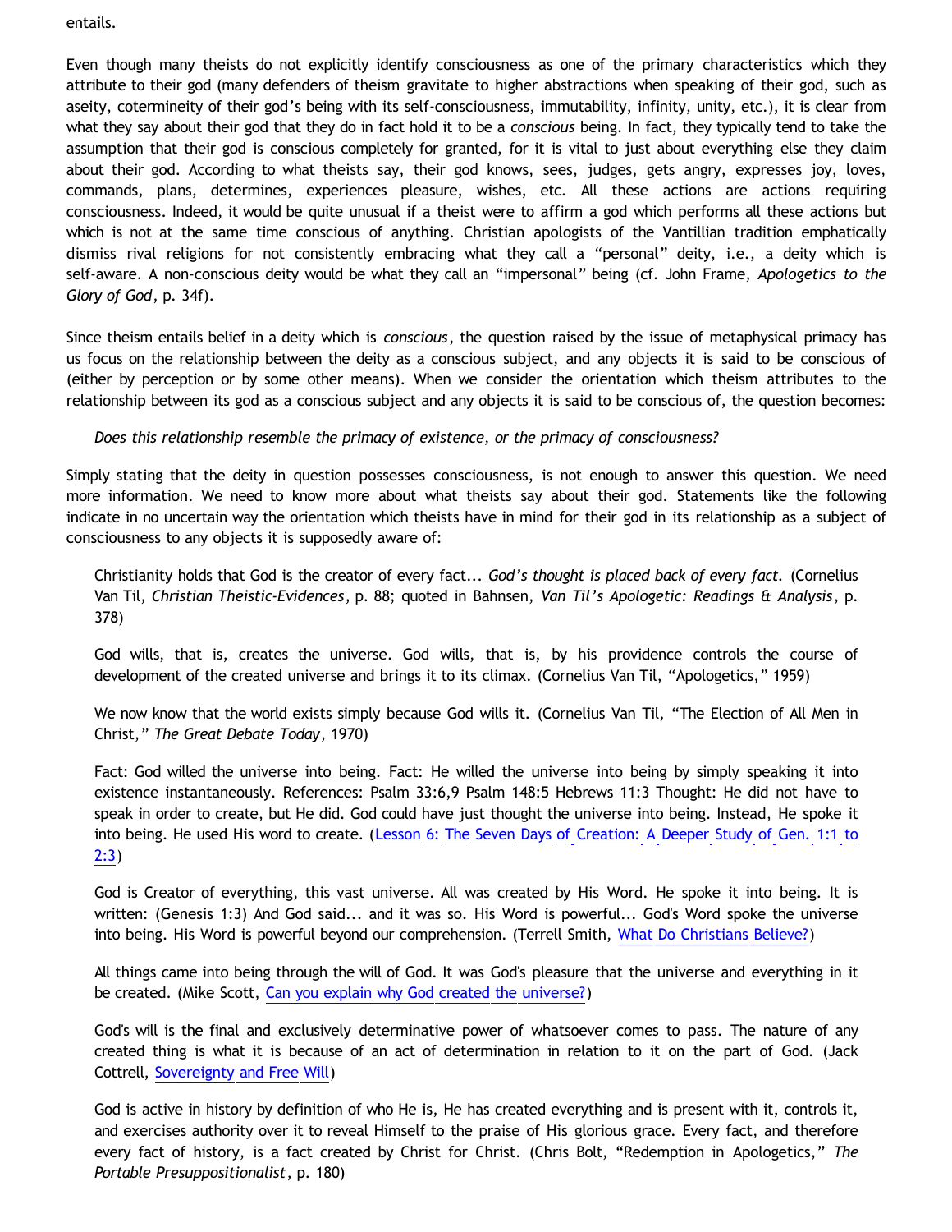entails.

Even though many theists do not explicitly identify consciousness as one of the primary characteristics which they attribute to their god (many defenders of theism gravitate to higher abstractions when speaking of their god, such as aseity, coterminеity of their god's being with its self-consciousness, immutability, infinity, unity, etc.), it is clear from what they say about their god that they do in fact hold it to be a *conscious* being. In fact, they typically tend to take the assumption that their god is conscious completely for granted, for it is vital to just about everything else they claim about their god. According to what theists say, their god knows, sees, judges, gets angry, expresses joy, loves, commands, plans, determines, experiences pleasure, wishes, etc. All these actions are actions requiring consciousness. Indeed, it would be quite unusual if a theist were to affirm a god which performs all these actions but which is not at the same time conscious of anything. Christian apologists of the Vantillian tradition emphatically dismiss rival religions for not consistently embracing what they call a "personal" deity, i.e., a deity which is self-aware. A non-conscious deity would be what they call an "impersonal" being (cf. John Frame, *Apologetics to the Glory of God*, p. 34f).

Since theism entails belief in a deity which is *conscious*, the question raised by the issue of metaphysical primacy has us focus on the relationship between the deity as a conscious subject, and any objects it is said to be conscious of (either by perception or by some other means). When we consider the orientation which theism attributes to the relationship between its god as a conscious subject and any objects it is said to be conscious of, the question becomes:

> *Does this relationship resemble the primacy of existence, or the primacy of consciousness?*

Simply stating that the deity in question possesses consciousness, is not enough to answer this question. We need more information. We need to know more about what theists say about their god. Statements like the following indicate in no uncertain way the orientation which theists have in mind for their god in its relationship as a subject of consciousness to any objects it is supposedly aware of:

> Christianity holds that God is the creator of every fact... *God's thought is placed back of every fact.* (Cornelius Van Til, *Christian Theistic-Evidences*, p. 88; quoted in Bahnsen, *Van Til's Apologetic: Readings & Analysis*, p. 378)

> God wills, that is, creates the universe. God wills, that is, by his providence controls the course of development of the created universe and brings it to its climax. (Cornelius Van Til, "Apologetics," 1959)

> We now know that the world exists simply because God wills it. (Cornelius Van Til, "The Election of All Men in Christ," *The Great Debate Today*, 1970)

> Fact: God willed the universe into being. Fact: He willed the universe into being by simply speaking it into existence instantaneously. References: Psalm 33:6,9 Psalm 148:5 Hebrews 11:3 Thought: He did not have to speak in order to create, but He did. God could have just thought the universe into being. Instead, He spoke it into being. He used His word to create. (Lesson 6: The Seven Days of Creation: A Deeper Study of Gen. 1:1 to 2:3)

> God is Creator of everything, this vast universe. All was created by His Word. He spoke it into being. It is written: (Genesis 1:3) And God said... and it was so. His Word is powerful... God's Word spoke the universe into being. His Word is powerful beyond our comprehension. (Terrell Smith, What Do Christians Believe?)

> All things came into being through the will of God. It was God's pleasure that the universe and everything in it be created. (Mike Scott, Can you explain why God created the universe?)

> God's will is the final and exclusively determinative power of whatsoever comes to pass. The nature of any created thing is what it is because of an act of determination in relation to it on the part of God. (Jack Cottrell, Sovereignty and Free Will)

> God is active in history by definition of who He is, He has created everything and is present with it, controls it, and exercises authority over it to reveal Himself to the praise of His glorious grace. Every fact, and therefore every fact of history, is a fact created by Christ for Christ. (Chris Bolt, "Redemption in Apologetics," *The Portable Presuppositionalist*, p. 180)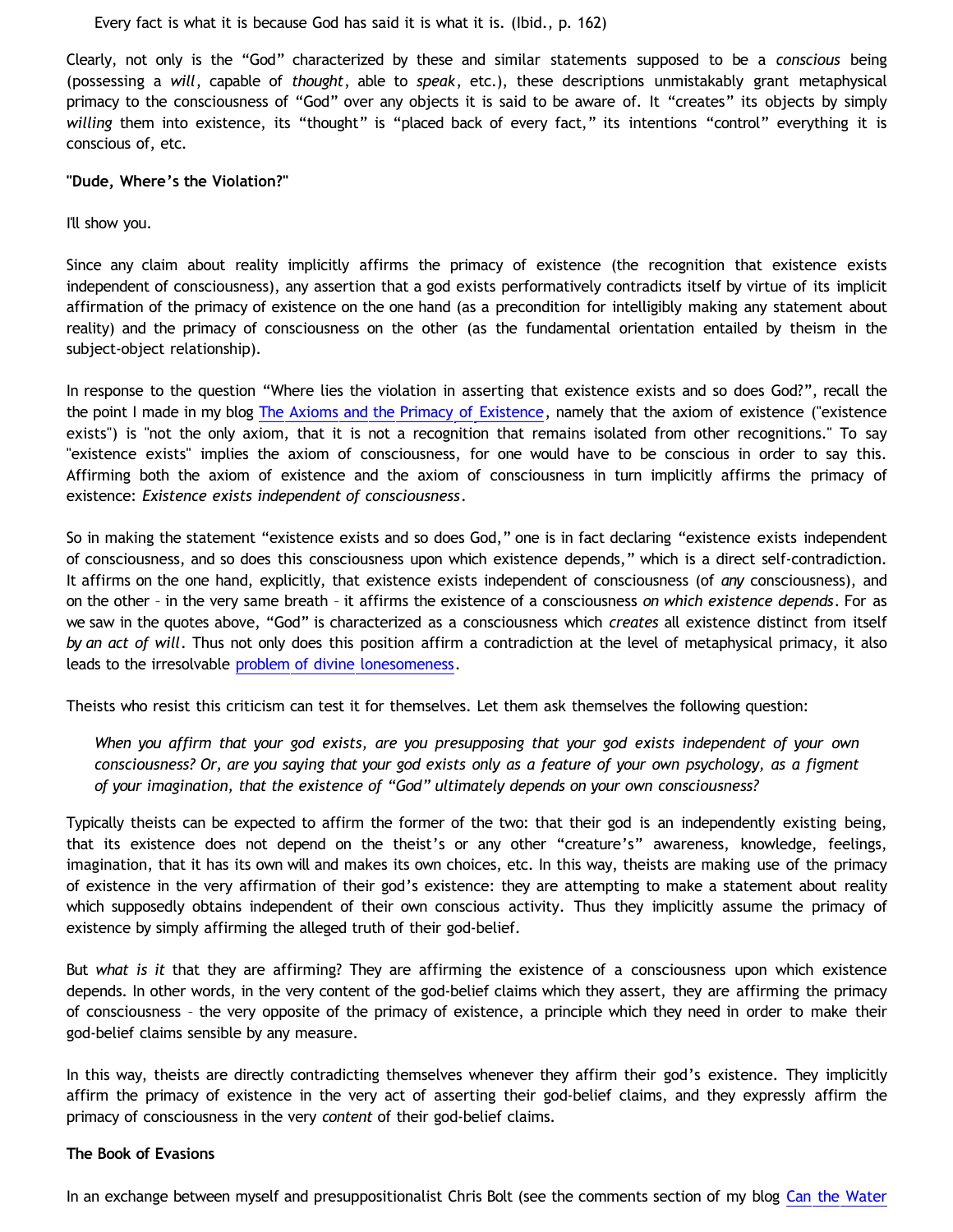> Every fact is what it is because God has said it is what it is. (Ibid., p. 162)

Clearly, not only is the "God" characterized by these and similar statements supposed to be a *conscious* being (possessing a *will*, capable of *thought*, able to *speak*, etc.), these descriptions unmistakably grant metaphysical primacy to the consciousness of "God" over any objects it is said to be aware of. It "creates" its objects by simply *willing* them into existence, its "thought" is "placed back of every fact," its intentions "control" everything it is conscious of, etc.

**"Dude, Where's the Violation?"**

I'll show you.

Since any claim about reality implicitly affirms the primacy of existence (the recognition that existence exists independent of consciousness), any assertion that a god exists performatively contradicts itself by virtue of its implicit affirmation of the primacy of existence on the one hand (as a precondition for intelligibly making any statement about reality) and the primacy of consciousness on the other (as the fundamental orientation entailed by theism in the subject-object relationship).

In response to the question "Where lies the violation in asserting that existence exists and so does God?", recall the the point I made in my blog The Axioms and the Primacy of Existence, namely that the axiom of existence ("existence exists") is "not the only axiom, that it is not a recognition that remains isolated from other recognitions." To say "existence exists" implies the axiom of consciousness, for one would have to be conscious in order to say this. Affirming both the axiom of existence and the axiom of consciousness in turn implicitly affirms the primacy of existence: *Existence exists independent of consciousness*.

So in making the statement "existence exists and so does God," one is in fact declaring "existence exists independent of consciousness, and so does this consciousness upon which existence depends," which is a direct self-contradiction. It affirms on the one hand, explicitly, that existence exists independent of consciousness (of *any* consciousness), and on the other – in the very same breath – it affirms the existence of a consciousness *on which existence depends*. For as we saw in the quotes above, "God" is characterized as a consciousness which *creates* all existence distinct from itself *by an act of will*. Thus not only does this position affirm a contradiction at the level of metaphysical primacy, it also leads to the irresolvable problem of divine lonesomeness.

Theists who resist this criticism can test it for themselves. Let them ask themselves the following question:

> *When you affirm that your god exists, are you presupposing that your god exists independent of your own consciousness? Or, are you saying that your god exists only as a feature of your own psychology, as a figment of your imagination, that the existence of "God" ultimately depends on your own consciousness?*

Typically theists can be expected to affirm the former of the two: that their god is an independently existing being, that its existence does not depend on the theist's or any other "creature's" awareness, knowledge, feelings, imagination, that it has its own will and makes its own choices, etc. In this way, theists are making use of the primacy of existence in the very affirmation of their god's existence: they are attempting to make a statement about reality which supposedly obtains independent of their own conscious activity. Thus they implicitly assume the primacy of existence by simply affirming the alleged truth of their god-belief.

But *what is it* that they are affirming? They are affirming the existence of a consciousness upon which existence depends. In other words, in the very content of the god-belief claims which they assert, they are affirming the primacy of consciousness – the very opposite of the primacy of existence, a principle which they need in order to make their god-belief claims sensible by any measure.

In this way, theists are directly contradicting themselves whenever they affirm their god's existence. They implicitly affirm the primacy of existence in the very act of asserting their god-belief claims, and they expressly affirm the primacy of consciousness in the very *content* of their god-belief claims.

**The Book of Evasions**

In an exchange between myself and presuppositionalist Chris Bolt (see the comments section of my blog Can the Water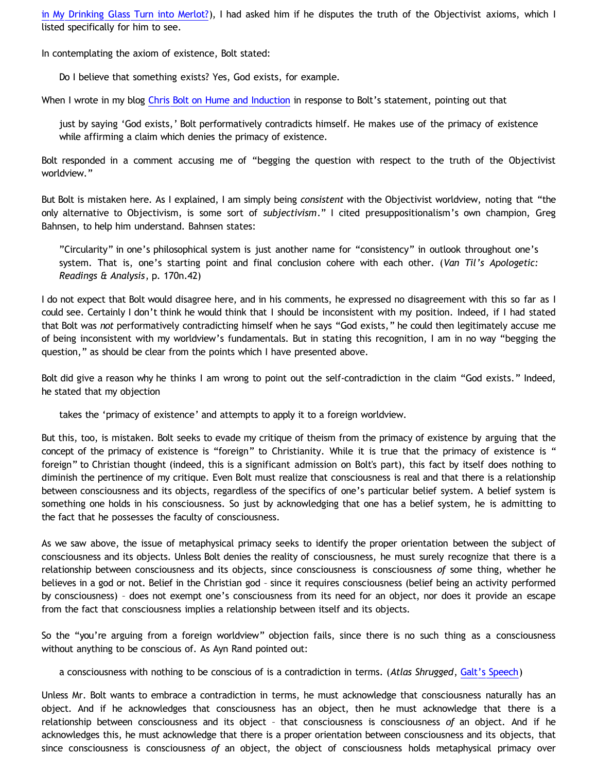in My Drinking Glass Turn into Merlot?), I had asked him if he disputes the truth of the Objectivist axioms, which I listed specifically for him to see.

In contemplating the axiom of existence, Bolt stated:

> Do I believe that something exists? Yes, God exists, for example.

When I wrote in my blog Chris Bolt on Hume and Induction in response to Bolt's statement, pointing out that

> just by saying 'God exists,' Bolt performatively contradicts himself. He makes use of the primacy of existence while affirming a claim which denies the primacy of existence.

Bolt responded in a comment accusing me of "begging the question with respect to the truth of the Objectivist worldview."

But Bolt is mistaken here. As I explained, I am simply being *consistent* with the Objectivist worldview, noting that "the only alternative to Objectivism, is some sort of *subjectivism*." I cited presuppositionalism's own champion, Greg Bahnsen, to help him understand. Bahnsen states:

> "Circularity" in one's philosophical system is just another name for "consistency" in outlook throughout one's system. That is, one's starting point and final conclusion cohere with each other. (*Van Til's Apologetic: Readings & Analysis*, p. 170n.42)

I do not expect that Bolt would disagree here, and in his comments, he expressed no disagreement with this so far as I could see. Certainly I don't think he would think that I should be inconsistent with my position. Indeed, if I had stated that Bolt was *not* performatively contradicting himself when he says "God exists," he could then legitimately accuse me of being inconsistent with my worldview's fundamentals. But in stating this recognition, I am in no way "begging the question," as should be clear from the points which I have presented above.

Bolt did give a reason why he thinks I am wrong to point out the self-contradiction in the claim "God exists." Indeed, he stated that my objection

> takes the 'primacy of existence' and attempts to apply it to a foreign worldview.

But this, too, is mistaken. Bolt seeks to evade my critique of theism from the primacy of existence by arguing that the concept of the primacy of existence is "foreign" to Christianity. While it is true that the primacy of existence is " foreign" to Christian thought (indeed, this is a significant admission on Bolt's part), this fact by itself does nothing to diminish the pertinence of my critique. Even Bolt must realize that consciousness is real and that there is a relationship between consciousness and its objects, regardless of the specifics of one's particular belief system. A belief system is something one holds in his consciousness. So just by acknowledging that one has a belief system, he is admitting to the fact that he possesses the faculty of consciousness.

As we saw above, the issue of metaphysical primacy seeks to identify the proper orientation between the subject of consciousness and its objects. Unless Bolt denies the reality of consciousness, he must surely recognize that there is a relationship between consciousness and its objects, since consciousness is consciousness *of* some thing, whether he believes in a god or not. Belief in the Christian god – since it requires consciousness (belief being an activity performed by consciousness) – does not exempt one's consciousness from its need for an object, nor does it provide an escape from the fact that consciousness implies a relationship between itself and its objects.

So the "you're arguing from a foreign worldview" objection fails, since there is no such thing as a consciousness without anything to be conscious of. As Ayn Rand pointed out:

> a consciousness with nothing to be conscious of is a contradiction in terms. (*Atlas Shrugged*, Galt's Speech)

Unless Mr. Bolt wants to embrace a contradiction in terms, he must acknowledge that consciousness naturally has an object. And if he acknowledges that consciousness has an object, then he must acknowledge that there is a relationship between consciousness and its object – that consciousness is consciousness *of* an object. And if he acknowledges this, he must acknowledge that there is a proper orientation between consciousness and its objects, that since consciousness is consciousness *of* an object, the object of consciousness holds metaphysical primacy over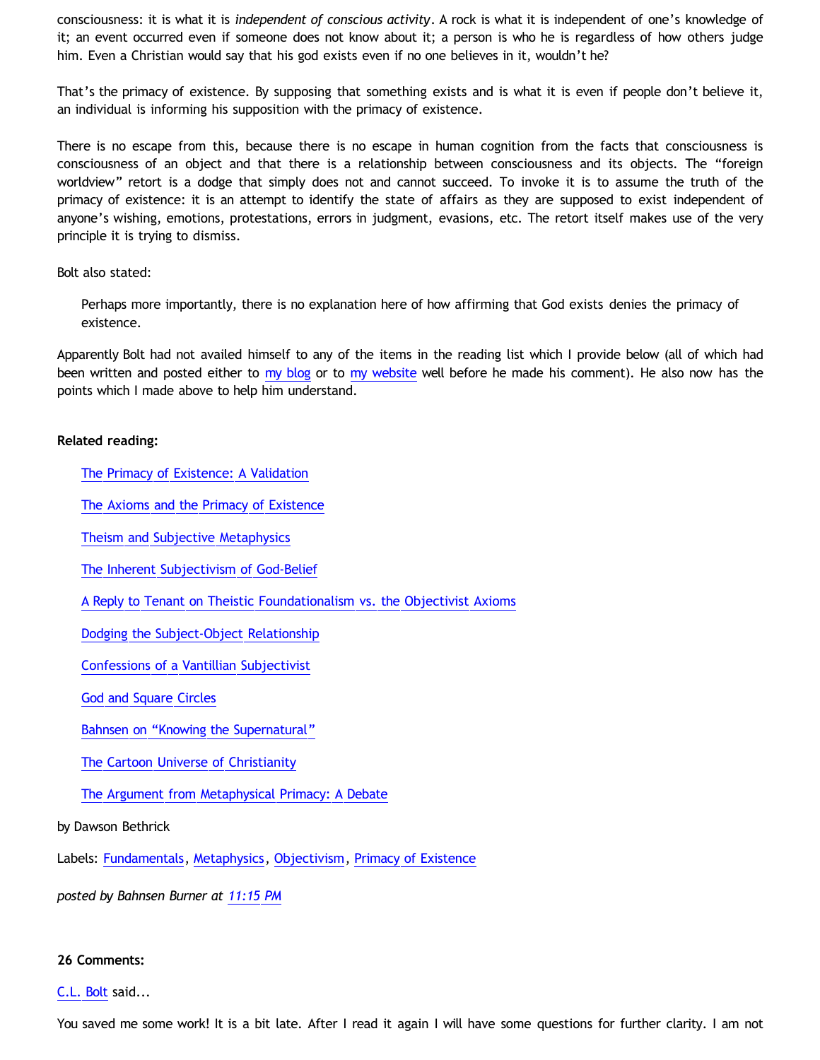consciousness: it is what it is *independent of conscious activity*. A rock is what it is independent of one's knowledge of it; an event occurred even if someone does not know about it; a person is who he is regardless of how others judge him. Even a Christian would say that his god exists even if no one believes in it, wouldn't he?

That's the primacy of existence. By supposing that something exists and is what it is even if people don't believe it, an individual is informing his supposition with the primacy of existence.

There is no escape from this, because there is no escape in human cognition from the facts that consciousness is consciousness of an object and that there is a relationship between consciousness and its objects. The "foreign worldview" retort is a dodge that simply does not and cannot succeed. To invoke it is to assume the truth of the primacy of existence: it is an attempt to identify the state of affairs as they are supposed to exist independent of anyone's wishing, emotions, protestations, errors in judgment, evasions, etc. The retort itself makes use of the very principle it is trying to dismiss.

Bolt also stated:

> Perhaps more importantly, there is no explanation here of how affirming that God exists denies the primacy of existence.

Apparently Bolt had not availed himself to any of the items in the reading list which I provide below (all of which had been written and posted either to my blog or to my website well before he made his comment). He also now has the points which I made above to help him understand.

**Related reading:**

- The Primacy of Existence: A Validation
- The Axioms and the Primacy of Existence
- Theism and Subjective Metaphysics
- The Inherent Subjectivism of God-Belief
- A Reply to Tenant on Theistic Foundationalism vs. the Objectivist Axioms
- Dodging the Subject-Object Relationship
- Confessions of a Vantillian Subjectivist
- God and Square Circles
- Bahnsen on "Knowing the Supernatural"
- The Cartoon Universe of Christianity
- The Argument from Metaphysical Primacy: A Debate

by Dawson Bethrick

Labels: Fundamentals, Metaphysics, Objectivism, Primacy of Existence

*posted by Bahnsen Burner at 11:15 PM*

**26 Comments:**

C.L. Bolt said...

You saved me some work! It is a bit late. After I read it again I will have some questions for further clarity. I am not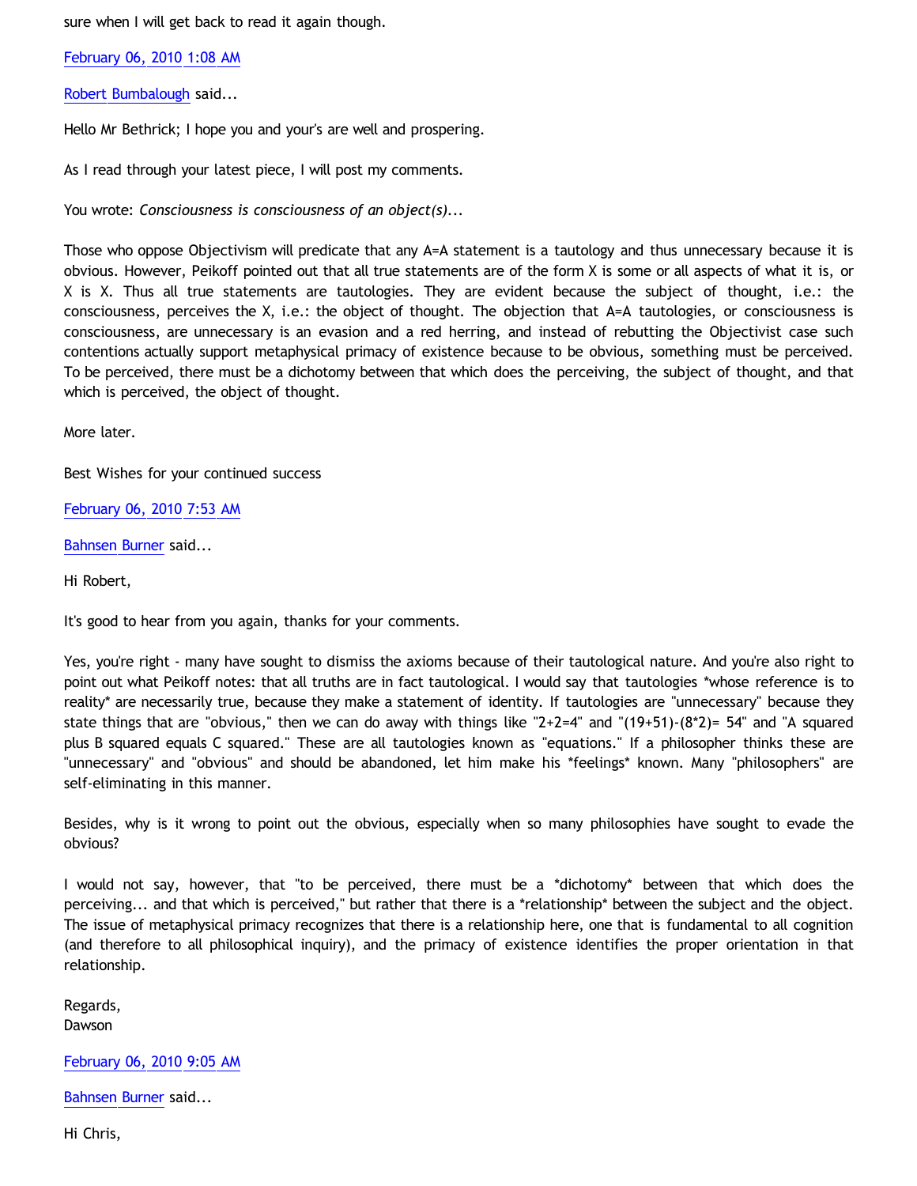sure when I will get back to read it again though.

February 06, 2010 1:08 AM

Robert Bumbalough said...

Hello Mr Bethrick; I hope you and your's are well and prospering.

As I read through your latest piece, I will post my comments.

You wrote: *Consciousness is consciousness of an object(s)...*

Those who oppose Objectivism will predicate that any A=A statement is a tautology and thus unnecessary because it is obvious. However, Peikoff pointed out that all true statements are of the form X is some or all aspects of what it is, or X is X. Thus all true statements are tautologies. They are evident because the subject of thought, i.e.: the consciousness, perceives the X, i.e.: the object of thought. The objection that A=A tautologies, or consciousness is consciousness, are unnecessary is an evasion and a red herring, and instead of rebutting the Objectivist case such contentions actually support metaphysical primacy of existence because to be obvious, something must be perceived. To be perceived, there must be a dichotomy between that which does the perceiving, the subject of thought, and that which is perceived, the object of thought.

More later.

Best Wishes for your continued success

February 06, 2010 7:53 AM

Bahnsen Burner said...

Hi Robert,

It's good to hear from you again, thanks for your comments.

Yes, you're right - many have sought to dismiss the axioms because of their tautological nature. And you're also right to point out what Peikoff notes: that all truths are in fact tautological. I would say that tautologies *whose reference is to reality* are necessarily true, because they make a statement of identity. If tautologies are "unnecessary" because they state things that are "obvious," then we can do away with things like "2+2=4" and "(19+51)-(8*2)= 54" and "A squared plus B squared equals C squared." These are all tautologies known as "equations." If a philosopher thinks these are "unnecessary" and "obvious" and should be abandoned, let him make his *feelings* known. Many "philosophers" are self-eliminating in this manner.

Besides, why is it wrong to point out the obvious, especially when so many philosophies have sought to evade the obvious?

I would not say, however, that "to be perceived, there must be a *dichotomy* between that which does the perceiving... and that which is perceived," but rather that there is a *relationship* between the subject and the object. The issue of metaphysical primacy recognizes that there is a relationship here, one that is fundamental to all cognition (and therefore to all philosophical inquiry), and the primacy of existence identifies the proper orientation in that relationship.

Regards,
Dawson

February 06, 2010 9:05 AM

Bahnsen Burner said...

Hi Chris,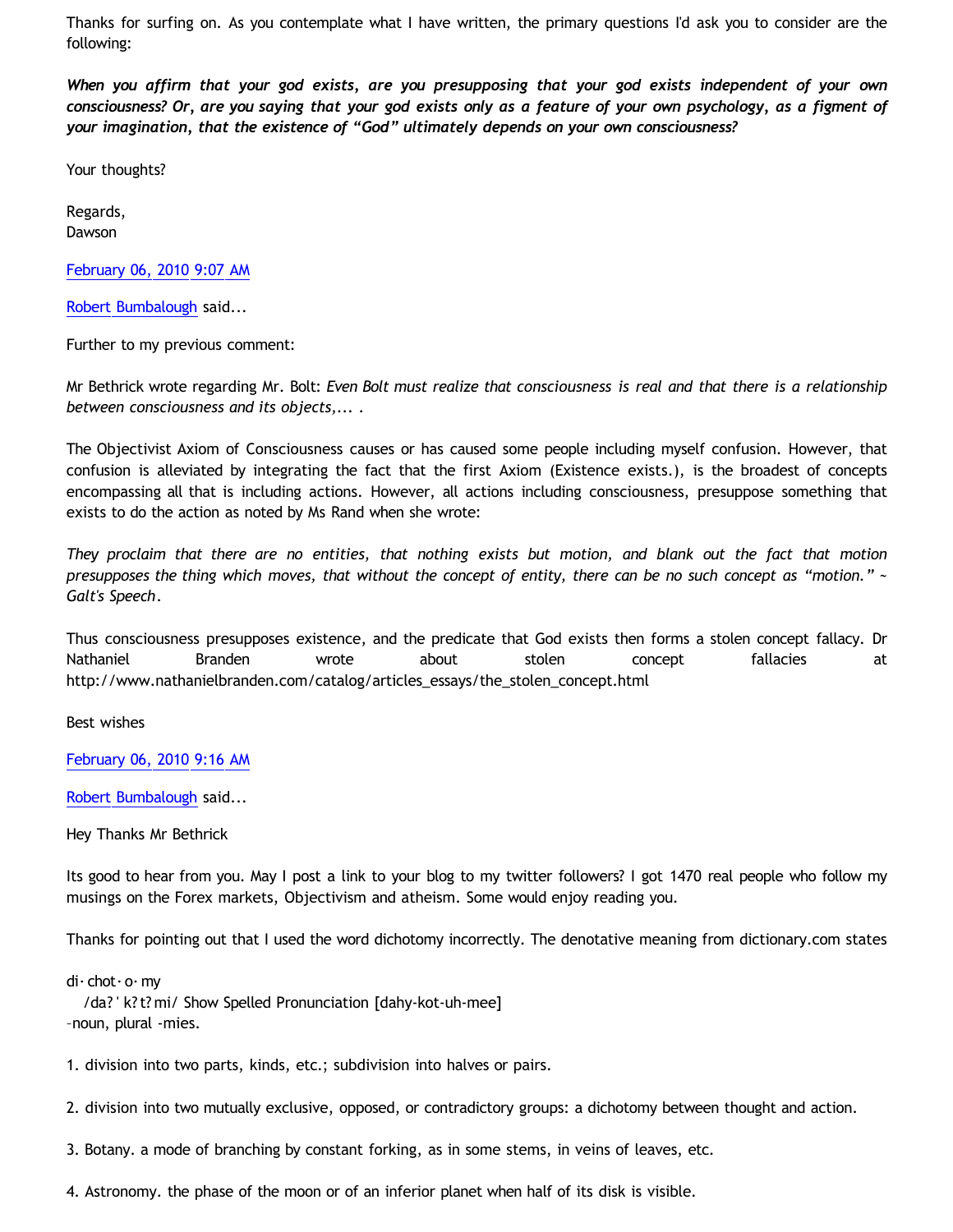Thanks for surfing on. As you contemplate what I have written, the primary questions I'd ask you to consider are the following:

***When you affirm that your god exists, are you presupposing that your god exists independent of your own consciousness? Or, are you saying that your god exists only as a feature of your own psychology, as a figment of your imagination, that the existence of "God" ultimately depends on your own consciousness?***

Your thoughts?

Regards,
Dawson

February 06, 2010 9:07 AM

Robert Bumbalough said...

Further to my previous comment:

Mr Bethrick wrote regarding Mr. Bolt: *Even Bolt must realize that consciousness is real and that there is a relationship between consciousness and its objects,... .*

The Objectivist Axiom of Consciousness causes or has caused some people including myself confusion. However, that confusion is alleviated by integrating the fact that the first Axiom (Existence exists.), is the broadest of concepts encompassing all that is including actions. However, all actions including consciousness, presuppose something that exists to do the action as noted by Ms Rand when she wrote:

*They proclaim that there are no entities, that nothing exists but motion, and blank out the fact that motion presupposes the thing which moves, that without the concept of entity, there can be no such concept as "motion." ~ Galt's Speech*.

Thus consciousness presupposes existence, and the predicate that God exists then forms a stolen concept fallacy. Dr Nathaniel Branden wrote about stolen concept fallacies at http://www.nathanielbranden.com/catalog/articles_essays/the_stolen_concept.html

Best wishes

February 06, 2010 9:16 AM

Robert Bumbalough said...

Hey Thanks Mr Bethrick

Its good to hear from you. May I post a link to your blog to my twitter followers? I got 1470 real people who follow my musings on the Forex markets, Objectivism and atheism. Some would enjoy reading you.

Thanks for pointing out that I used the word dichotomy incorrectly. The denotative meaning from dictionary.com states

di·chot·o·my
/da?ˈk?t?mi/ Show Spelled Pronunciation [dahy-kot-uh-mee]
–noun, plural -mies.

1. division into two parts, kinds, etc.; subdivision into halves or pairs.

2. division into two mutually exclusive, opposed, or contradictory groups: a dichotomy between thought and action.

3. Botany. a mode of branching by constant forking, as in some stems, in veins of leaves, etc.

4. Astronomy. the phase of the moon or of an inferior planet when half of its disk is visible.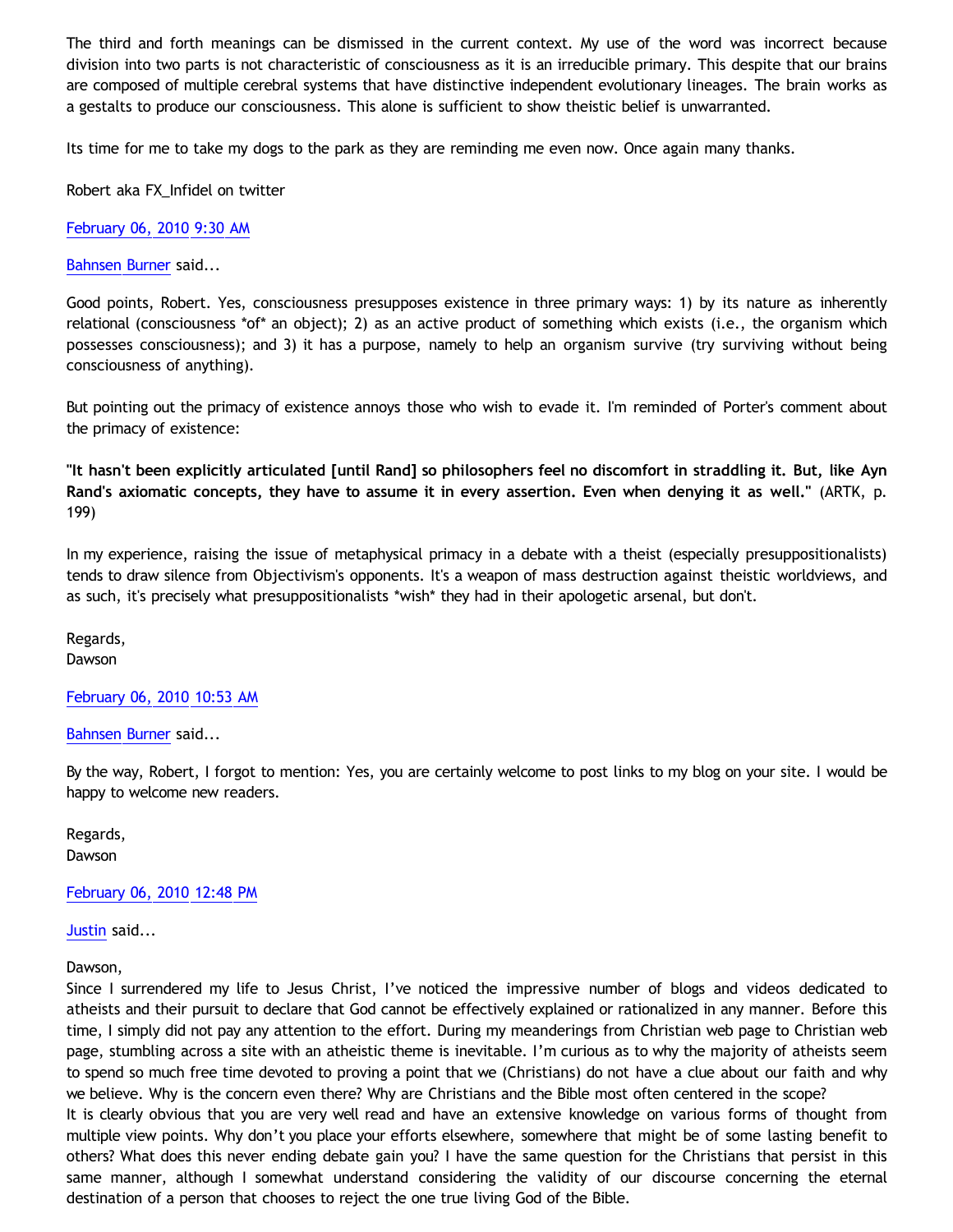The third and forth meanings can be dismissed in the current context. My use of the word was incorrect because division into two parts is not characteristic of consciousness as it is an irreducible primary. This despite that our brains are composed of multiple cerebral systems that have distinctive independent evolutionary lineages. The brain works as a gestalts to produce our consciousness. This alone is sufficient to show theistic belief is unwarranted.

Its time for me to take my dogs to the park as they are reminding me even now. Once again many thanks.

Robert aka FX_Infidel on twitter

February 06, 2010 9:30 AM

Bahnsen Burner said...

Good points, Robert. Yes, consciousness presupposes existence in three primary ways: 1) by its nature as inherently relational (consciousness *of* an object); 2) as an active product of something which exists (i.e., the organism which possesses consciousness); and 3) it has a purpose, namely to help an organism survive (try surviving without being consciousness of anything).

But pointing out the primacy of existence annoys those who wish to evade it. I'm reminded of Porter's comment about the primacy of existence:

**"It hasn't been explicitly articulated [until Rand] so philosophers feel no discomfort in straddling it. But, like Ayn Rand's axiomatic concepts, they have to assume it in every assertion. Even when denying it as well."** (ARTK, p. 199)

In my experience, raising the issue of metaphysical primacy in a debate with a theist (especially presuppositionalists) tends to draw silence from Objectivism's opponents. It's a weapon of mass destruction against theistic worldviews, and as such, it's precisely what presuppositionalists *wish* they had in their apologetic arsenal, but don't.

Regards,
Dawson

February 06, 2010 10:53 AM

Bahnsen Burner said...

By the way, Robert, I forgot to mention: Yes, you are certainly welcome to post links to my blog on your site. I would be happy to welcome new readers.

Regards,
Dawson

February 06, 2010 12:48 PM

Justin said...

Dawson,
Since I surrendered my life to Jesus Christ, I've noticed the impressive number of blogs and videos dedicated to atheists and their pursuit to declare that God cannot be effectively explained or rationalized in any manner. Before this time, I simply did not pay any attention to the effort. During my meanderings from Christian web page to Christian web page, stumbling across a site with an atheistic theme is inevitable. I'm curious as to why the majority of atheists seem to spend so much free time devoted to proving a point that we (Christians) do not have a clue about our faith and why we believe. Why is the concern even there? Why are Christians and the Bible most often centered in the scope?
It is clearly obvious that you are very well read and have an extensive knowledge on various forms of thought from multiple view points. Why don't you place your efforts elsewhere, somewhere that might be of some lasting benefit to others? What does this never ending debate gain you? I have the same question for the Christians that persist in this same manner, although I somewhat understand considering the validity of our discourse concerning the eternal destination of a person that chooses to reject the one true living God of the Bible.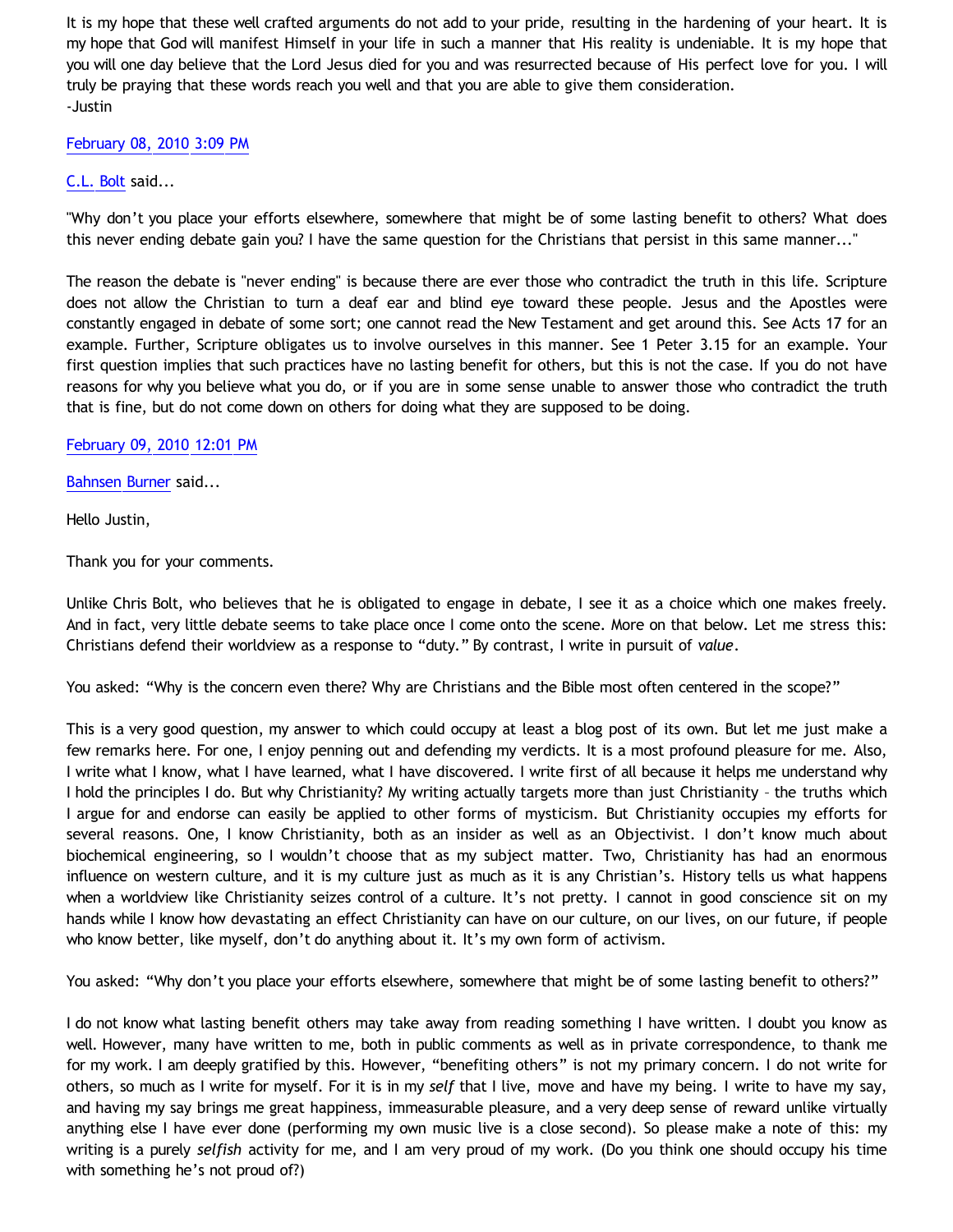It is my hope that these well crafted arguments do not add to your pride, resulting in the hardening of your heart. It is my hope that God will manifest Himself in your life in such a manner that His reality is undeniable. It is my hope that you will one day believe that the Lord Jesus died for you and was resurrected because of His perfect love for you. I will truly be praying that these words reach you well and that you are able to give them consideration.
-Justin

February 08, 2010 3:09 PM

C.L. Bolt said...

"Why don't you place your efforts elsewhere, somewhere that might be of some lasting benefit to others? What does this never ending debate gain you? I have the same question for the Christians that persist in this same manner..."

The reason the debate is "never ending" is because there are ever those who contradict the truth in this life. Scripture does not allow the Christian to turn a deaf ear and blind eye toward these people. Jesus and the Apostles were constantly engaged in debate of some sort; one cannot read the New Testament and get around this. See Acts 17 for an example. Further, Scripture obligates us to involve ourselves in this manner. See 1 Peter 3.15 for an example. Your first question implies that such practices have no lasting benefit for others, but this is not the case. If you do not have reasons for why you believe what you do, or if you are in some sense unable to answer those who contradict the truth that is fine, but do not come down on others for doing what they are supposed to be doing.

February 09, 2010 12:01 PM

Bahnsen Burner said...

Hello Justin,

Thank you for your comments.

Unlike Chris Bolt, who believes that he is obligated to engage in debate, I see it as a choice which one makes freely. And in fact, very little debate seems to take place once I come onto the scene. More on that below. Let me stress this: Christians defend their worldview as a response to "duty." By contrast, I write in pursuit of *value*.

You asked: "Why is the concern even there? Why are Christians and the Bible most often centered in the scope?"

This is a very good question, my answer to which could occupy at least a blog post of its own. But let me just make a few remarks here. For one, I enjoy penning out and defending my verdicts. It is a most profound pleasure for me. Also, I write what I know, what I have learned, what I have discovered. I write first of all because it helps me understand why I hold the principles I do. But why Christianity? My writing actually targets more than just Christianity – the truths which I argue for and endorse can easily be applied to other forms of mysticism. But Christianity occupies my efforts for several reasons. One, I know Christianity, both as an insider as well as an Objectivist. I don't know much about biochemical engineering, so I wouldn't choose that as my subject matter. Two, Christianity has had an enormous influence on western culture, and it is my culture just as much as it is any Christian's. History tells us what happens when a worldview like Christianity seizes control of a culture. It's not pretty. I cannot in good conscience sit on my hands while I know how devastating an effect Christianity can have on our culture, on our lives, on our future, if people who know better, like myself, don't do anything about it. It's my own form of activism.

You asked: "Why don't you place your efforts elsewhere, somewhere that might be of some lasting benefit to others?"

I do not know what lasting benefit others may take away from reading something I have written. I doubt you know as well. However, many have written to me, both in public comments as well as in private correspondence, to thank me for my work. I am deeply gratified by this. However, "benefiting others" is not my primary concern. I do not write for others, so much as I write for myself. For it is in my *self* that I live, move and have my being. I write to have my say, and having my say brings me great happiness, immeasurable pleasure, and a very deep sense of reward unlike virtually anything else I have ever done (performing my own music live is a close second). So please make a note of this: my writing is a purely *selfish* activity for me, and I am very proud of my work. (Do you think one should occupy his time with something he's not proud of?)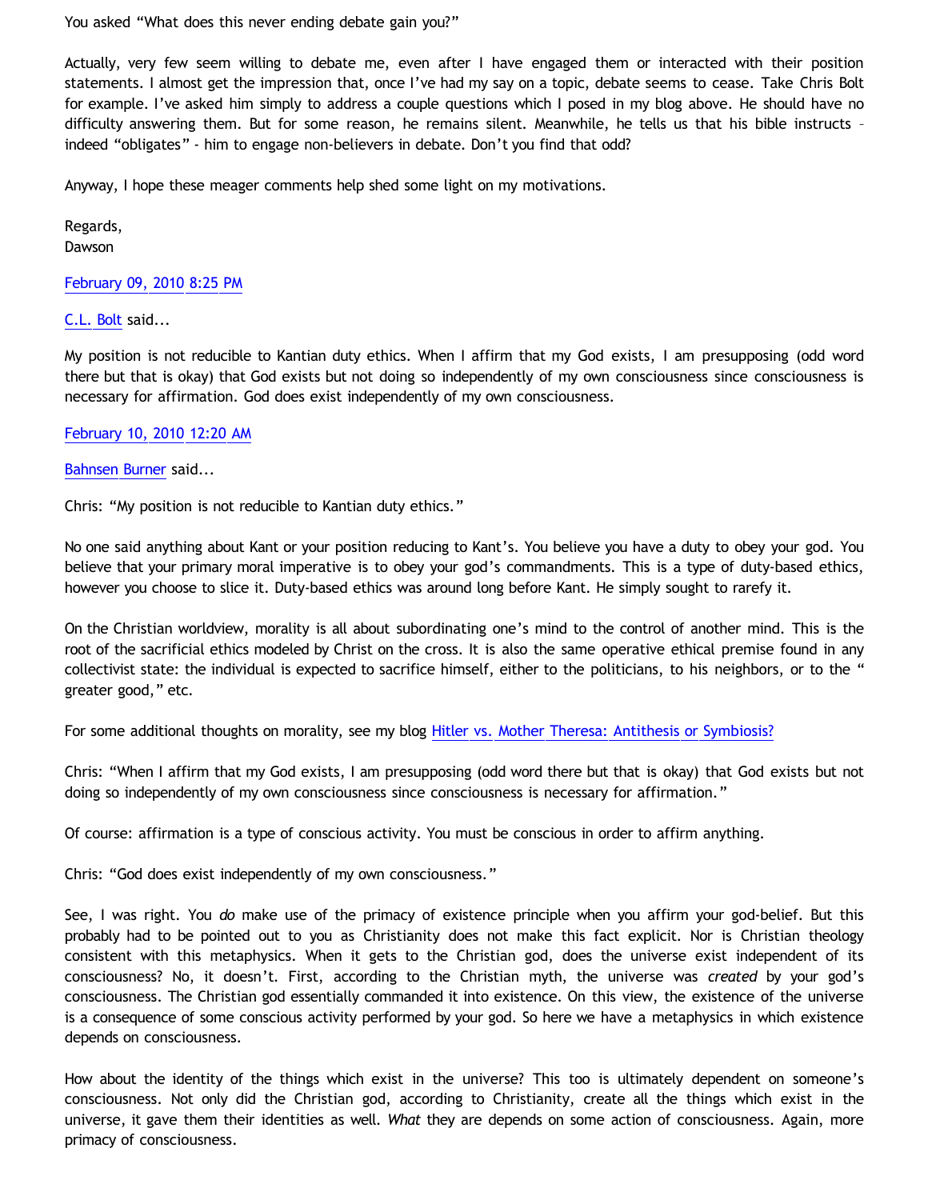You asked "What does this never ending debate gain you?"

Actually, very few seem willing to debate me, even after I have engaged them or interacted with their position statements. I almost get the impression that, once I've had my say on a topic, debate seems to cease. Take Chris Bolt for example. I've asked him simply to address a couple questions which I posed in my blog above. He should have no difficulty answering them. But for some reason, he remains silent. Meanwhile, he tells us that his bible instructs – indeed "obligates" - him to engage non-believers in debate. Don't you find that odd?

Anyway, I hope these meager comments help shed some light on my motivations.

Regards,
Dawson

February 09, 2010 8:25 PM

C.L. Bolt said...

My position is not reducible to Kantian duty ethics. When I affirm that my God exists, I am presupposing (odd word there but that is okay) that God exists but not doing so independently of my own consciousness since consciousness is necessary for affirmation. God does exist independently of my own consciousness.

February 10, 2010 12:20 AM

Bahnsen Burner said...

Chris: "My position is not reducible to Kantian duty ethics."

No one said anything about Kant or your position reducing to Kant's. You believe you have a duty to obey your god. You believe that your primary moral imperative is to obey your god's commandments. This is a type of duty-based ethics, however you choose to slice it. Duty-based ethics was around long before Kant. He simply sought to rarefy it.

On the Christian worldview, morality is all about subordinating one's mind to the control of another mind. This is the root of the sacrificial ethics modeled by Christ on the cross. It is also the same operative ethical premise found in any collectivist state: the individual is expected to sacrifice himself, either to the politicians, to his neighbors, or to the " greater good," etc.

For some additional thoughts on morality, see my blog Hitler vs. Mother Theresa: Antithesis or Symbiosis?

Chris: "When I affirm that my God exists, I am presupposing (odd word there but that is okay) that God exists but not doing so independently of my own consciousness since consciousness is necessary for affirmation."

Of course: affirmation is a type of conscious activity. You must be conscious in order to affirm anything.

Chris: "God does exist independently of my own consciousness."

See, I was right. You *do* make use of the primacy of existence principle when you affirm your god-belief. But this probably had to be pointed out to you as Christianity does not make this fact explicit. Nor is Christian theology consistent with this metaphysics. When it gets to the Christian god, does the universe exist independent of its consciousness? No, it doesn't. First, according to the Christian myth, the universe was *created* by your god's consciousness. The Christian god essentially commanded it into existence. On this view, the existence of the universe is a consequence of some conscious activity performed by your god. So here we have a metaphysics in which existence depends on consciousness.

How about the identity of the things which exist in the universe? This too is ultimately dependent on someone's consciousness. Not only did the Christian god, according to Christianity, create all the things which exist in the universe, it gave them their identities as well. *What* they are depends on some action of consciousness. Again, more primacy of consciousness.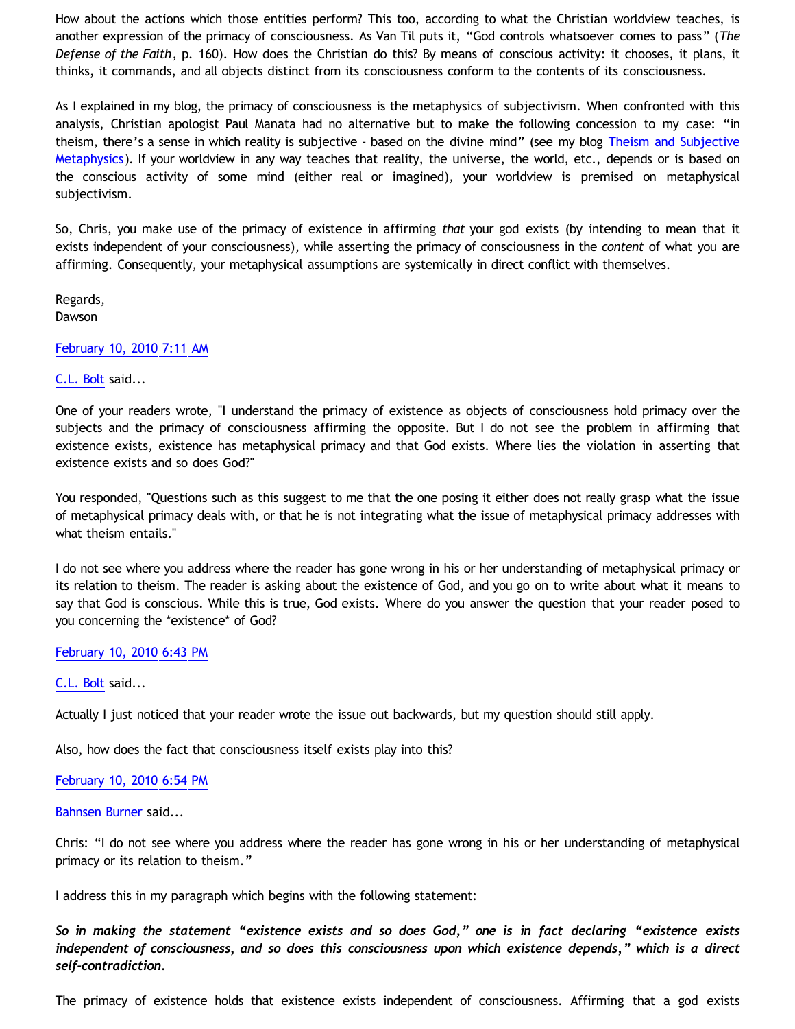How about the actions which those entities perform? This too, according to what the Christian worldview teaches, is another expression of the primacy of consciousness. As Van Til puts it, "God controls whatsoever comes to pass" (*The Defense of the Faith*, p. 160). How does the Christian do this? By means of conscious activity: it chooses, it plans, it thinks, it commands, and all objects distinct from its consciousness conform to the contents of its consciousness.

As I explained in my blog, the primacy of consciousness is the metaphysics of subjectivism. When confronted with this analysis, Christian apologist Paul Manata had no alternative but to make the following concession to my case: "in theism, there's a sense in which reality is subjective - based on the divine mind" (see my blog [Theism and Subjective Metaphysics]). If your worldview in any way teaches that reality, the universe, the world, etc., depends or is based on the conscious activity of some mind (either real or imagined), your worldview is premised on metaphysical subjectivism.

So, Chris, you make use of the primacy of existence in affirming *that* your god exists (by intending to mean that it exists independent of your consciousness), while asserting the primacy of consciousness in the *content* of what you are affirming. Consequently, your metaphysical assumptions are systemically in direct conflict with themselves.

Regards,
Dawson

February 10, 2010 7:11 AM

C.L. Bolt said...

One of your readers wrote, "I understand the primacy of existence as objects of consciousness hold primacy over the subjects and the primacy of consciousness affirming the opposite. But I do not see the problem in affirming that existence exists, existence has metaphysical primacy and that God exists. Where lies the violation in asserting that existence exists and so does God?"

You responded, "Questions such as this suggest to me that the one posing it either does not really grasp what the issue of metaphysical primacy deals with, or that he is not integrating what the issue of metaphysical primacy addresses with what theism entails."

I do not see where you address where the reader has gone wrong in his or her understanding of metaphysical primacy or its relation to theism. The reader is asking about the existence of God, and you go on to write about what it means to say that God is conscious. While this is true, God exists. Where do you answer the question that your reader posed to you concerning the *existence* of God?

February 10, 2010 6:43 PM

C.L. Bolt said...

Actually I just noticed that your reader wrote the issue out backwards, but my question should still apply.

Also, how does the fact that consciousness itself exists play into this?

February 10, 2010 6:54 PM

Bahnsen Burner said...

Chris: "I do not see where you address where the reader has gone wrong in his or her understanding of metaphysical primacy or its relation to theism."

I address this in my paragraph which begins with the following statement:

***So in making the statement "existence exists and so does God," one is in fact declaring "existence exists independent of consciousness, and so does this consciousness upon which existence depends," which is a direct self-contradiction.***

The primacy of existence holds that existence exists independent of consciousness. Affirming that a god exists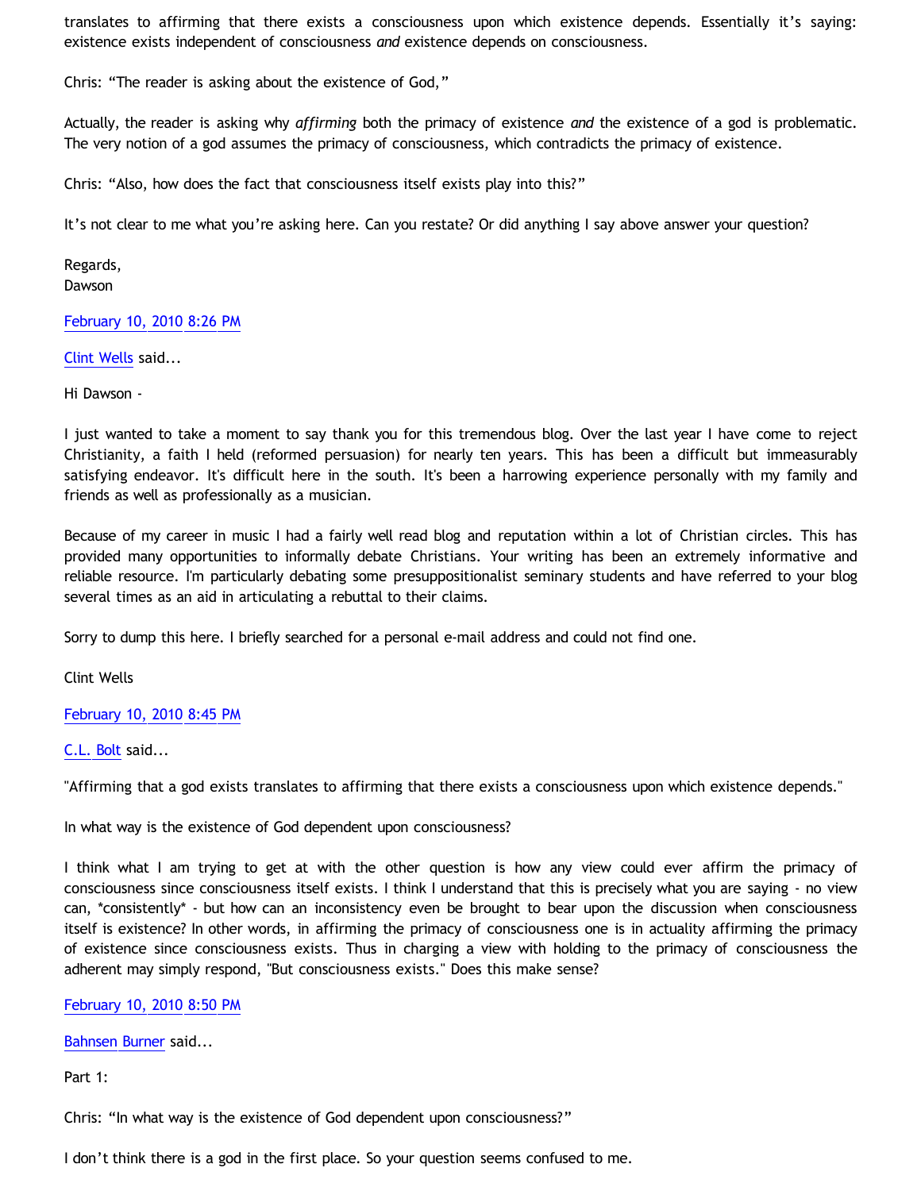translates to affirming that there exists a consciousness upon which existence depends. Essentially it's saying: existence exists independent of consciousness *and* existence depends on consciousness.

Chris: "The reader is asking about the existence of God,"

Actually, the reader is asking why *affirming* both the primacy of existence *and* the existence of a god is problematic. The very notion of a god assumes the primacy of consciousness, which contradicts the primacy of existence.

Chris: "Also, how does the fact that consciousness itself exists play into this?"

It's not clear to me what you're asking here. Can you restate? Or did anything I say above answer your question?

Regards,
Dawson

February 10, 2010 8:26 PM

Clint Wells said...

Hi Dawson -

I just wanted to take a moment to say thank you for this tremendous blog. Over the last year I have come to reject Christianity, a faith I held (reformed persuasion) for nearly ten years. This has been a difficult but immeasurably satisfying endeavor. It's difficult here in the south. It's been a harrowing experience personally with my family and friends as well as professionally as a musician.

Because of my career in music I had a fairly well read blog and reputation within a lot of Christian circles. This has provided many opportunities to informally debate Christians. Your writing has been an extremely informative and reliable resource. I'm particularly debating some presuppositionalist seminary students and have referred to your blog several times as an aid in articulating a rebuttal to their claims.

Sorry to dump this here. I briefly searched for a personal e-mail address and could not find one.

Clint Wells

February 10, 2010 8:45 PM

C.L. Bolt said...

"Affirming that a god exists translates to affirming that there exists a consciousness upon which existence depends."

In what way is the existence of God dependent upon consciousness?

I think what I am trying to get at with the other question is how any view could ever affirm the primacy of consciousness since consciousness itself exists. I think I understand that this is precisely what you are saying - no view can, *consistently* - but how can an inconsistency even be brought to bear upon the discussion when consciousness itself is existence? In other words, in affirming the primacy of consciousness one is in actuality affirming the primacy of existence since consciousness exists. Thus in charging a view with holding to the primacy of consciousness the adherent may simply respond, "But consciousness exists." Does this make sense?

February 10, 2010 8:50 PM

Bahnsen Burner said...

Part 1:

Chris: "In what way is the existence of God dependent upon consciousness?"

I don't think there is a god in the first place. So your question seems confused to me.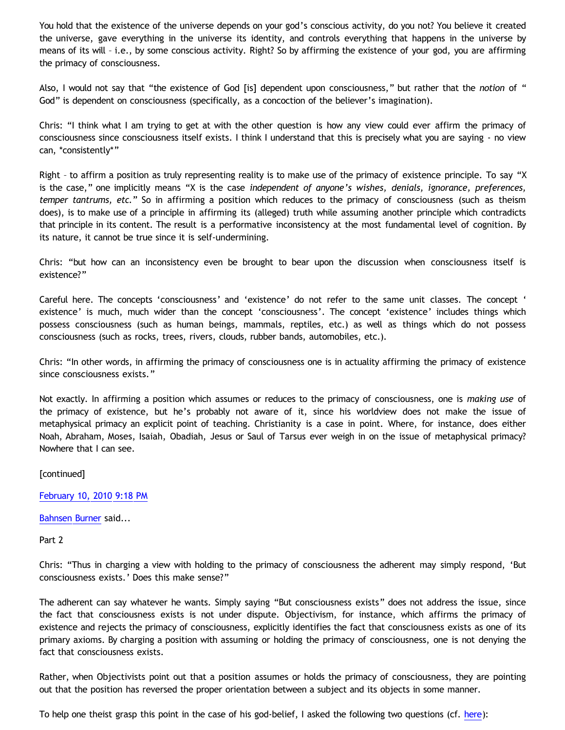You hold that the existence of the universe depends on your god's conscious activity, do you not? You believe it created the universe, gave everything in the universe its identity, and controls everything that happens in the universe by means of its will – i.e., by some conscious activity. Right? So by affirming the existence of your god, you are affirming the primacy of consciousness.

Also, I would not say that "the existence of God [is] dependent upon consciousness," but rather that the *notion* of " God" is dependent on consciousness (specifically, as a concoction of the believer's imagination).

Chris: "I think what I am trying to get at with the other question is how any view could ever affirm the primacy of consciousness since consciousness itself exists. I think I understand that this is precisely what you are saying - no view can, *consistently*"

Right – to affirm a position as truly representing reality is to make use of the primacy of existence principle. To say "X is the case," one implicitly means "X is the case *independent of anyone's wishes, denials, ignorance, preferences, temper tantrums, etc.*" So in affirming a position which reduces to the primacy of consciousness (such as theism does), is to make use of a principle in affirming its (alleged) truth while assuming another principle which contradicts that principle in its content. The result is a performative inconsistency at the most fundamental level of cognition. By its nature, it cannot be true since it is self-undermining.

Chris: "but how can an inconsistency even be brought to bear upon the discussion when consciousness itself is existence?"

Careful here. The concepts 'consciousness' and 'existence' do not refer to the same unit classes. The concept ' existence' is much, much wider than the concept 'consciousness'. The concept 'existence' includes things which possess consciousness (such as human beings, mammals, reptiles, etc.) as well as things which do not possess consciousness (such as rocks, trees, rivers, clouds, rubber bands, automobiles, etc.).

Chris: "In other words, in affirming the primacy of consciousness one is in actuality affirming the primacy of existence since consciousness exists."

Not exactly. In affirming a position which assumes or reduces to the primacy of consciousness, one is *making use* of the primacy of existence, but he's probably not aware of it, since his worldview does not make the issue of metaphysical primacy an explicit point of teaching. Christianity is a case in point. Where, for instance, does either Noah, Abraham, Moses, Isaiah, Obadiah, Jesus or Saul of Tarsus ever weigh in on the issue of metaphysical primacy? Nowhere that I can see.

[continued]

February 10, 2010 9:18 PM

Bahnsen Burner said...

Part 2

Chris: "Thus in charging a view with holding to the primacy of consciousness the adherent may simply respond, 'But consciousness exists.' Does this make sense?"

The adherent can say whatever he wants. Simply saying "But consciousness exists" does not address the issue, since the fact that consciousness exists is not under dispute. Objectivism, for instance, which affirms the primacy of existence and rejects the primacy of consciousness, explicitly identifies the fact that consciousness exists as one of its primary axioms. By charging a position with assuming or holding the primacy of consciousness, one is not denying the fact that consciousness exists.

Rather, when Objectivists point out that a position assumes or holds the primacy of consciousness, they are pointing out that the position has reversed the proper orientation between a subject and its objects in some manner.

To help one theist grasp this point in the case of his god-belief, I asked the following two questions (cf. here):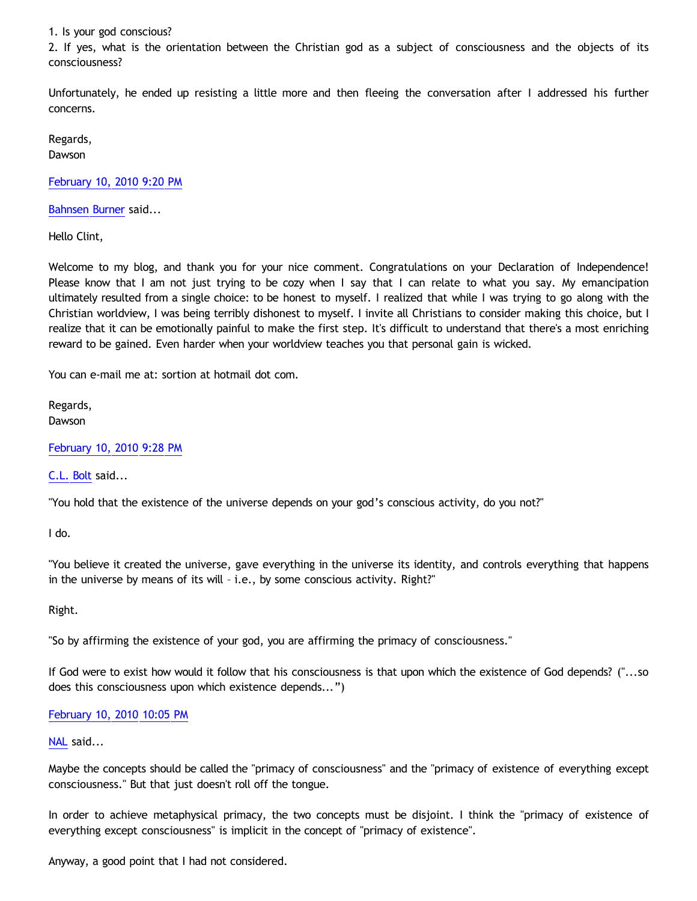1. Is your god conscious?
2. If yes, what is the orientation between the Christian god as a subject of consciousness and the objects of its consciousness?

Unfortunately, he ended up resisting a little more and then fleeing the conversation after I addressed his further concerns.

Regards,
Dawson

February 10, 2010 9:20 PM

Bahnsen Burner said...

Hello Clint,

Welcome to my blog, and thank you for your nice comment. Congratulations on your Declaration of Independence! Please know that I am not just trying to be cozy when I say that I can relate to what you say. My emancipation ultimately resulted from a single choice: to be honest to myself. I realized that while I was trying to go along with the Christian worldview, I was being terribly dishonest to myself. I invite all Christians to consider making this choice, but I realize that it can be emotionally painful to make the first step. It's difficult to understand that there's a most enriching reward to be gained. Even harder when your worldview teaches you that personal gain is wicked.

You can e-mail me at: sortion at hotmail dot com.

Regards,
Dawson

February 10, 2010 9:28 PM

C.L. Bolt said...

"You hold that the existence of the universe depends on your god's conscious activity, do you not?"

I do.

"You believe it created the universe, gave everything in the universe its identity, and controls everything that happens in the universe by means of its will – i.e., by some conscious activity. Right?"

Right.

"So by affirming the existence of your god, you are affirming the primacy of consciousness."

If God were to exist how would it follow that his consciousness is that upon which the existence of God depends? ("...so does this consciousness upon which existence depends...")

February 10, 2010 10:05 PM

NAL said...

Maybe the concepts should be called the "primacy of consciousness" and the "primacy of existence of everything except consciousness." But that just doesn't roll off the tongue.

In order to achieve metaphysical primacy, the two concepts must be disjoint. I think the "primacy of existence of everything except consciousness" is implicit in the concept of "primacy of existence".

Anyway, a good point that I had not considered.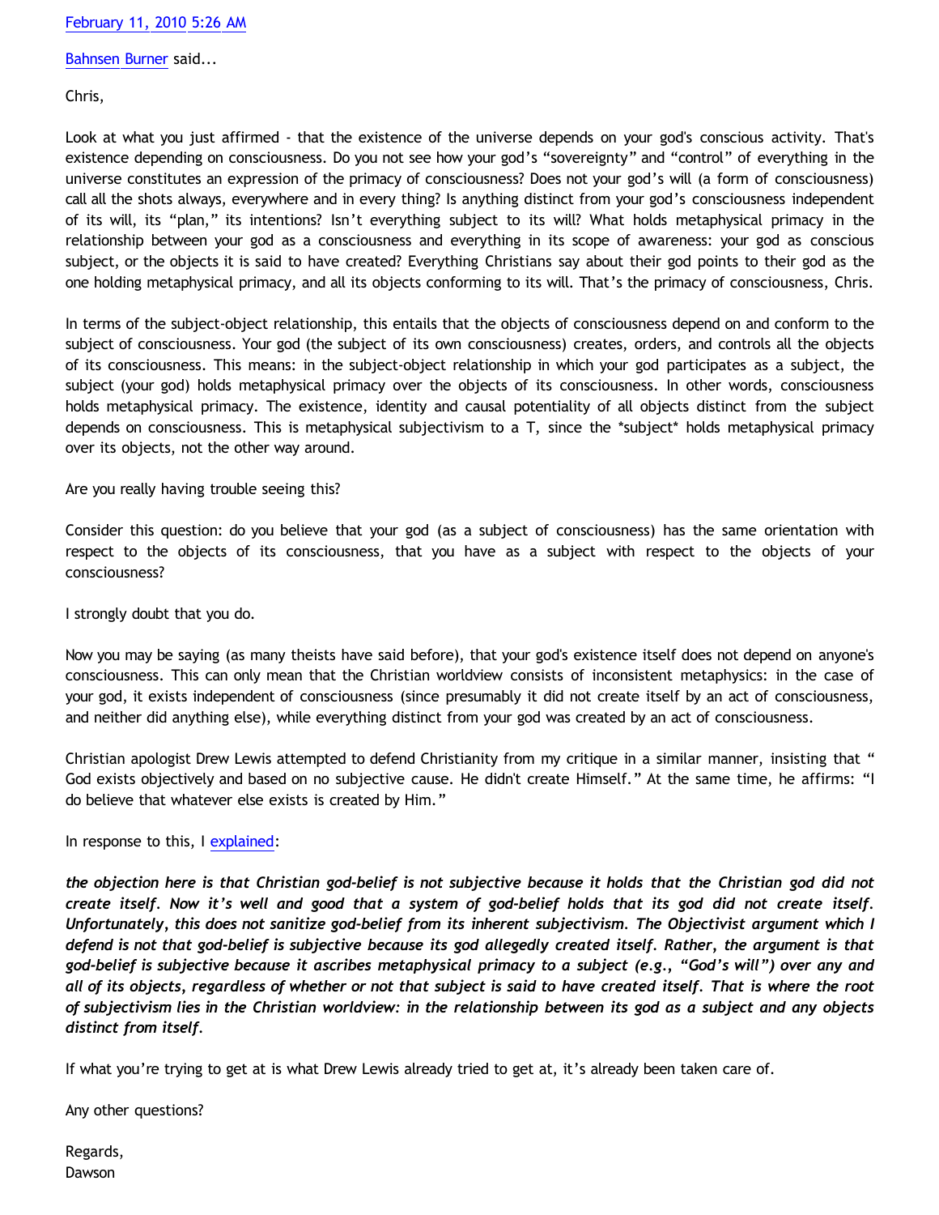February 11, 2010 5:26 AM

Bahnsen Burner said...

Chris,

Look at what you just affirmed - that the existence of the universe depends on your god's conscious activity. That's existence depending on consciousness. Do you not see how your god's "sovereignty" and "control" of everything in the universe constitutes an expression of the primacy of consciousness? Does not your god's will (a form of consciousness) call all the shots always, everywhere and in every thing? Is anything distinct from your god's consciousness independent of its will, its "plan," its intentions? Isn't everything subject to its will? What holds metaphysical primacy in the relationship between your god as a consciousness and everything in its scope of awareness: your god as conscious subject, or the objects it is said to have created? Everything Christians say about their god points to their god as the one holding metaphysical primacy, and all its objects conforming to its will. That's the primacy of consciousness, Chris.

In terms of the subject-object relationship, this entails that the objects of consciousness depend on and conform to the subject of consciousness. Your god (the subject of its own consciousness) creates, orders, and controls all the objects of its consciousness. This means: in the subject-object relationship in which your god participates as a subject, the subject (your god) holds metaphysical primacy over the objects of its consciousness. In other words, consciousness holds metaphysical primacy. The existence, identity and causal potentiality of all objects distinct from the subject depends on consciousness. This is metaphysical subjectivism to a T, since the *subject* holds metaphysical primacy over its objects, not the other way around.

Are you really having trouble seeing this?

Consider this question: do you believe that your god (as a subject of consciousness) has the same orientation with respect to the objects of its consciousness, that you have as a subject with respect to the objects of your consciousness?

I strongly doubt that you do.

Now you may be saying (as many theists have said before), that your god's existence itself does not depend on anyone's consciousness. This can only mean that the Christian worldview consists of inconsistent metaphysics: in the case of your god, it exists independent of consciousness (since presumably it did not create itself by an act of consciousness, and neither did anything else), while everything distinct from your god was created by an act of consciousness.

Christian apologist Drew Lewis attempted to defend Christianity from my critique in a similar manner, insisting that " God exists objectively and based on no subjective cause. He didn't create Himself." At the same time, he affirms: "I do believe that whatever else exists is created by Him."

In response to this, I explained:

***the objection here is that Christian god-belief is not subjective because it holds that the Christian god did not create itself. Now it's well and good that a system of god-belief holds that its god did not create itself. Unfortunately, this does not sanitize god-belief from its inherent subjectivism. The Objectivist argument which I defend is not that god-belief is subjective because its god allegedly created itself. Rather, the argument is that god-belief is subjective because it ascribes metaphysical primacy to a subject (e.g., "God's will") over any and all of its objects, regardless of whether or not that subject is said to have created itself. That is where the root of subjectivism lies in the Christian worldview: in the relationship between its god as a subject and any objects distinct from itself.***

If what you're trying to get at is what Drew Lewis already tried to get at, it's already been taken care of.

Any other questions?

Regards,
Dawson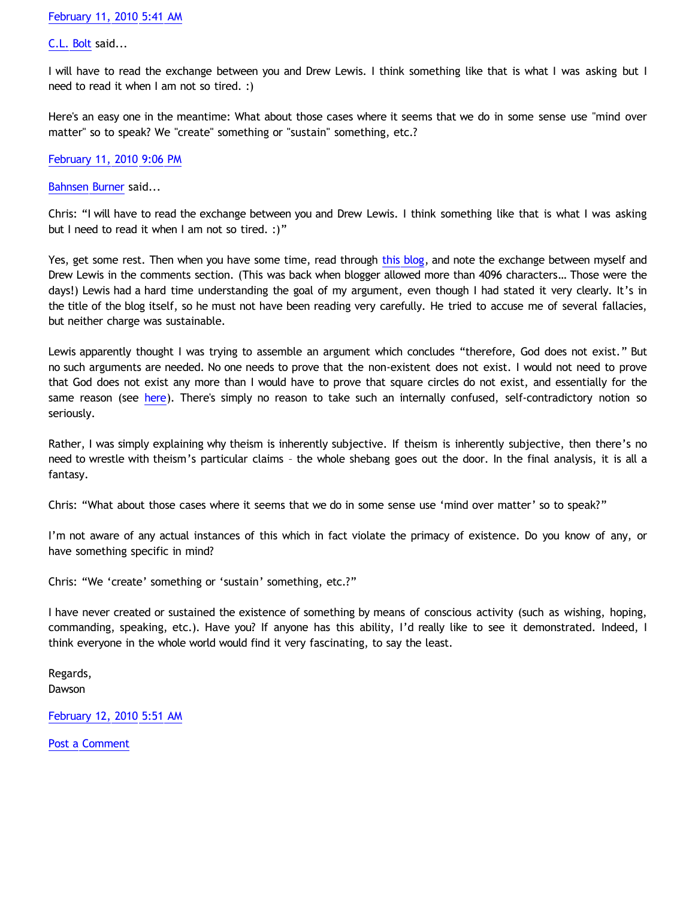February 11, 2010 5:41 AM

C.L. Bolt said...

I will have to read the exchange between you and Drew Lewis. I think something like that is what I was asking but I need to read it when I am not so tired. :)

Here's an easy one in the meantime: What about those cases where it seems that we do in some sense use "mind over matter" so to speak? We "create" something or "sustain" something, etc.?

February 11, 2010 9:06 PM

Bahnsen Burner said...

Chris: “I will have to read the exchange between you and Drew Lewis. I think something like that is what I was asking but I need to read it when I am not so tired. :)”

Yes, get some rest. Then when you have some time, read through this blog, and note the exchange between myself and Drew Lewis in the comments section. (This was back when blogger allowed more than 4096 characters… Those were the days!) Lewis had a hard time understanding the goal of my argument, even though I had stated it very clearly. It’s in the title of the blog itself, so he must not have been reading very carefully. He tried to accuse me of several fallacies, but neither charge was sustainable.

Lewis apparently thought I was trying to assemble an argument which concludes “therefore, God does not exist.” But no such arguments are needed. No one needs to prove that the non-existent does not exist. I would not need to prove that God does not exist any more than I would have to prove that square circles do not exist, and essentially for the same reason (see here). There’s simply no reason to take such an internally confused, self-contradictory notion so seriously.

Rather, I was simply explaining why theism is inherently subjective. If theism is inherently subjective, then there’s no need to wrestle with theism’s particular claims – the whole shebang goes out the door. In the final analysis, it is all a fantasy.

Chris: “What about those cases where it seems that we do in some sense use ‘mind over matter’ so to speak?”

I’m not aware of any actual instances of this which in fact violate the primacy of existence. Do you know of any, or have something specific in mind?

Chris: “We ‘create’ something or ‘sustain’ something, etc.?”

I have never created or sustained the existence of something by means of conscious activity (such as wishing, hoping, commanding, speaking, etc.). Have you? If anyone has this ability, I’d really like to see it demonstrated. Indeed, I think everyone in the whole world would find it very fascinating, to say the least.

Regards,
Dawson

February 12, 2010 5:51 AM

Post a Comment